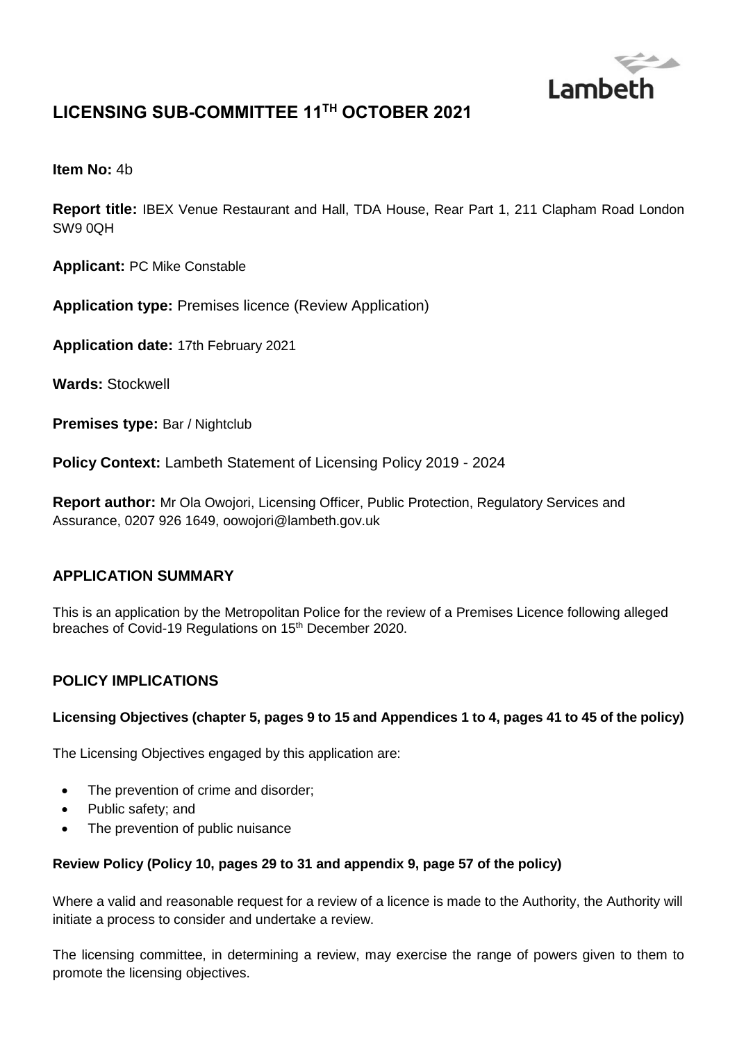# LICENSING SUB-COMMITTEE 11TH OCTOBER 2021

**Item No:** 4b

**Report title:** IBEX Venue Restaurant and Hall, TDA House, Rear Part 1, 211 Clapham Road London SW9 0QH

**Applicant:** PC Mike Constable

**Application type:** Premises licence (Review Application)

**Application date:** 17th February 2021

**Wards:** Stockwell

**Premises type:** Bar / Nightclub

**Policy Context:** Lambeth Statement of Licensing Policy 2019 - 2024

**Report author:** Mr Ola Owojori, Licensing Officer, Public Protection, Regulatory Services and Assurance, 0207 926 1649, oowojori@lambeth.gov.uk

## APPLICATION SUMMARY

This is an application by the Metropolitan Police for the review of a Premises Licence following alleged breaches of Covid-19 Regulations on 15th December 2020.

## POLICY IMPLICATIONS

### Licensing Objectives (chapter 5, pages 9 to 15 and Appendices 1 to 4, pages 41 to 45 of the policy)

The Licensing Objectives engaged by this application are:

- The prevention of crime and disorder;
- Public safety; and
- The prevention of public nuisance

### Review Policy (Policy 10, pages 29 to 31 and appendix 9, page 57 of the policy)

Where a valid and reasonable request for a review of a licence is made to the Authority, the Authority will initiate a process to consider and undertake a review.

The licensing committee, in determining a review, may exercise the range of powers given to them to promote the licensing objectives.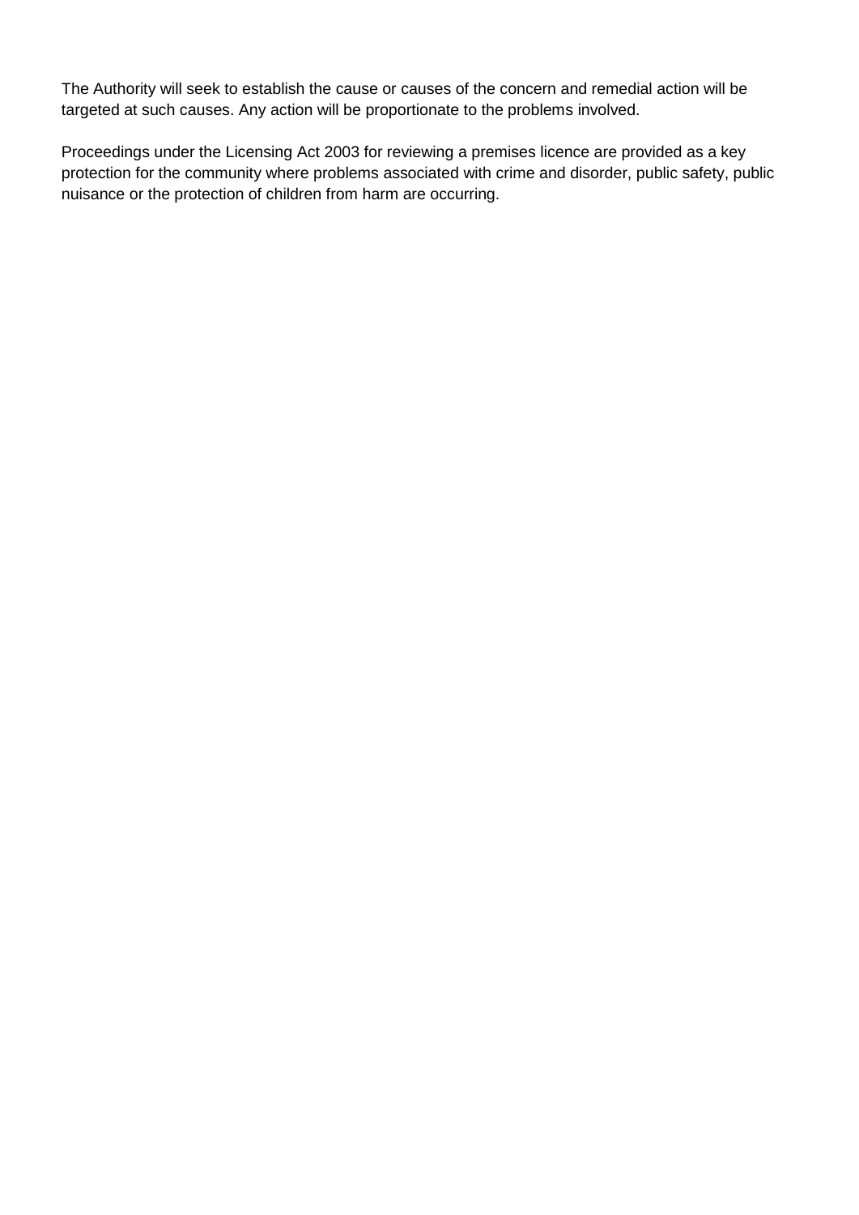The Authority will seek to establish the cause or causes of the concern and remedial action will be targeted at such causes. Any action will be proportionate to the problems involved.

Proceedings under the Licensing Act 2003 for reviewing a premises licence are provided as a key protection for the community where problems associated with crime and disorder, public safety, public nuisance or the protection of children from harm are occurring.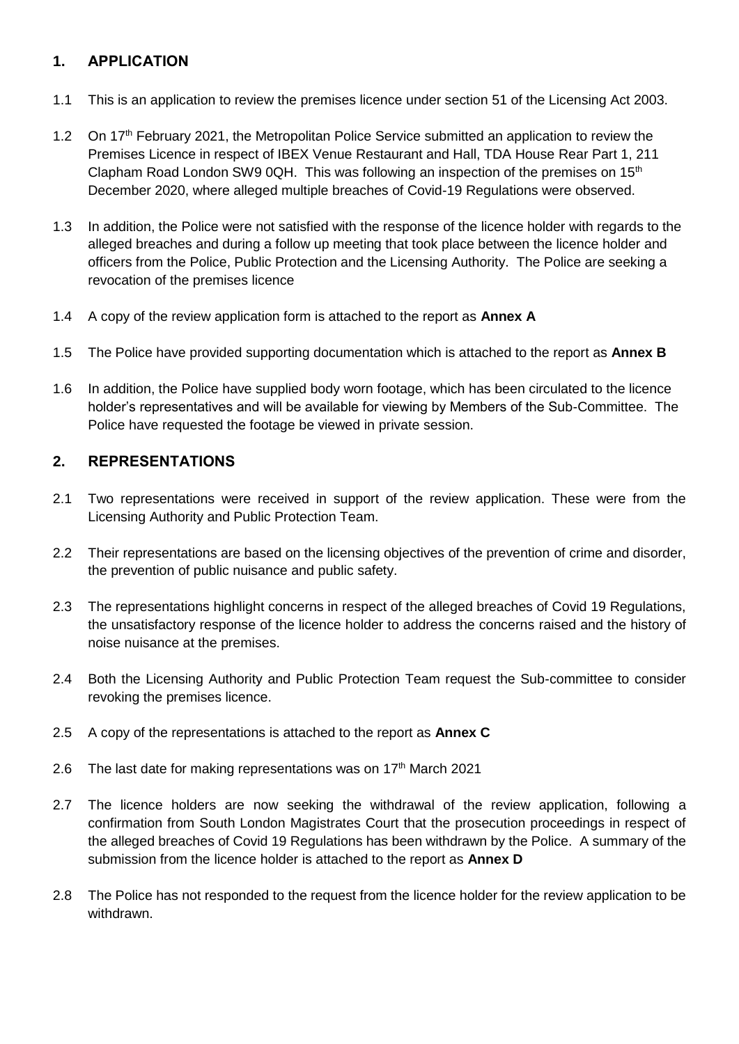## 1. APPLICATION

1.1 This is an application to review the premises licence under section 51 of the Licensing Act 2003.

1.2 On 17th February 2021, the Metropolitan Police Service submitted an application to review the Premises Licence in respect of IBEX Venue Restaurant and Hall, TDA House Rear Part 1, 211 Clapham Road London SW9 0QH. This was following an inspection of the premises on 15th December 2020, where alleged multiple breaches of Covid-19 Regulations were observed.

1.3 In addition, the Police were not satisfied with the response of the licence holder with regards to the alleged breaches and during a follow up meeting that took place between the licence holder and officers from the Police, Public Protection and the Licensing Authority. The Police are seeking a revocation of the premises licence

1.4 A copy of the review application form is attached to the report as **Annex A**

1.5 The Police have provided supporting documentation which is attached to the report as **Annex B**

1.6 In addition, the Police have supplied body worn footage, which has been circulated to the licence holder's representatives and will be available for viewing by Members of the Sub-Committee. The Police have requested the footage be viewed in private session.

## 2. REPRESENTATIONS

2.1 Two representations were received in support of the review application. These were from the Licensing Authority and Public Protection Team.

2.2 Their representations are based on the licensing objectives of the prevention of crime and disorder, the prevention of public nuisance and public safety.

2.3 The representations highlight concerns in respect of the alleged breaches of Covid 19 Regulations, the unsatisfactory response of the licence holder to address the concerns raised and the history of noise nuisance at the premises.

2.4 Both the Licensing Authority and Public Protection Team request the Sub-committee to consider revoking the premises licence.

2.5 A copy of the representations is attached to the report as **Annex C**

2.6 The last date for making representations was on 17th March 2021

2.7 The licence holders are now seeking the withdrawal of the review application, following a confirmation from South London Magistrates Court that the prosecution proceedings in respect of the alleged breaches of Covid 19 Regulations has been withdrawn by the Police. A summary of the submission from the licence holder is attached to the report as **Annex D**

2.8 The Police has not responded to the request from the licence holder for the review application to be withdrawn.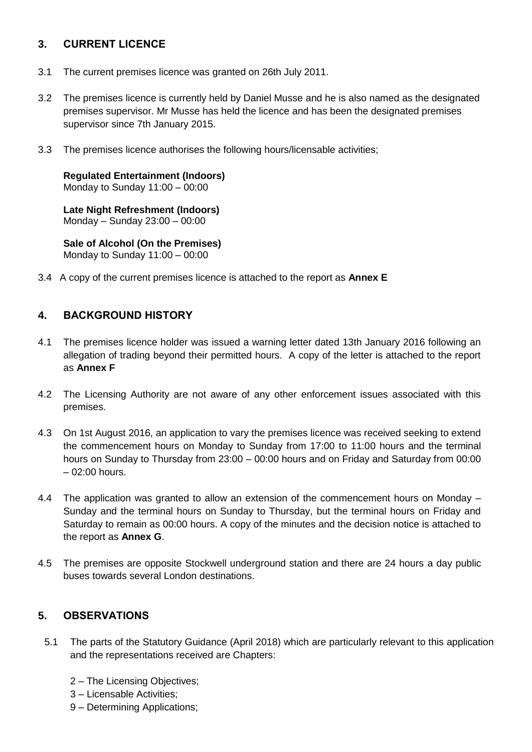## 3. CURRENT LICENCE

3.1 The current premises licence was granted on 26th July 2011.

3.2 The premises licence is currently held by Daniel Musse and he is also named as the designated premises supervisor. Mr Musse has held the licence and has been the designated premises supervisor since 7th January 2015.

3.3 The premises licence authorises the following hours/licensable activities;

**Regulated Entertainment (Indoors)**
Monday to Sunday 11:00 – 00:00

**Late Night Refreshment (Indoors)**
Monday – Sunday 23:00 – 00:00

**Sale of Alcohol (On the Premises)**
Monday to Sunday 11:00 – 00:00

3.4 A copy of the current premises licence is attached to the report as **Annex E**

## 4. BACKGROUND HISTORY

4.1 The premises licence holder was issued a warning letter dated 13th January 2016 following an allegation of trading beyond their permitted hours. A copy of the letter is attached to the report as **Annex F**

4.2 The Licensing Authority are not aware of any other enforcement issues associated with this premises.

4.3 On 1st August 2016, an application to vary the premises licence was received seeking to extend the commencement hours on Monday to Sunday from 17:00 to 11:00 hours and the terminal hours on Sunday to Thursday from 23:00 – 00:00 hours and on Friday and Saturday from 00:00 – 02:00 hours.

4.4 The application was granted to allow an extension of the commencement hours on Monday – Sunday and the terminal hours on Sunday to Thursday, but the terminal hours on Friday and Saturday to remain as 00:00 hours. A copy of the minutes and the decision notice is attached to the report as **Annex G**.

4.5 The premises are opposite Stockwell underground station and there are 24 hours a day public buses towards several London destinations.

## 5. OBSERVATIONS

5.1 The parts of the Statutory Guidance (April 2018) which are particularly relevant to this application and the representations received are Chapters:

2 – The Licensing Objectives;
3 – Licensable Activities;
9 – Determining Applications;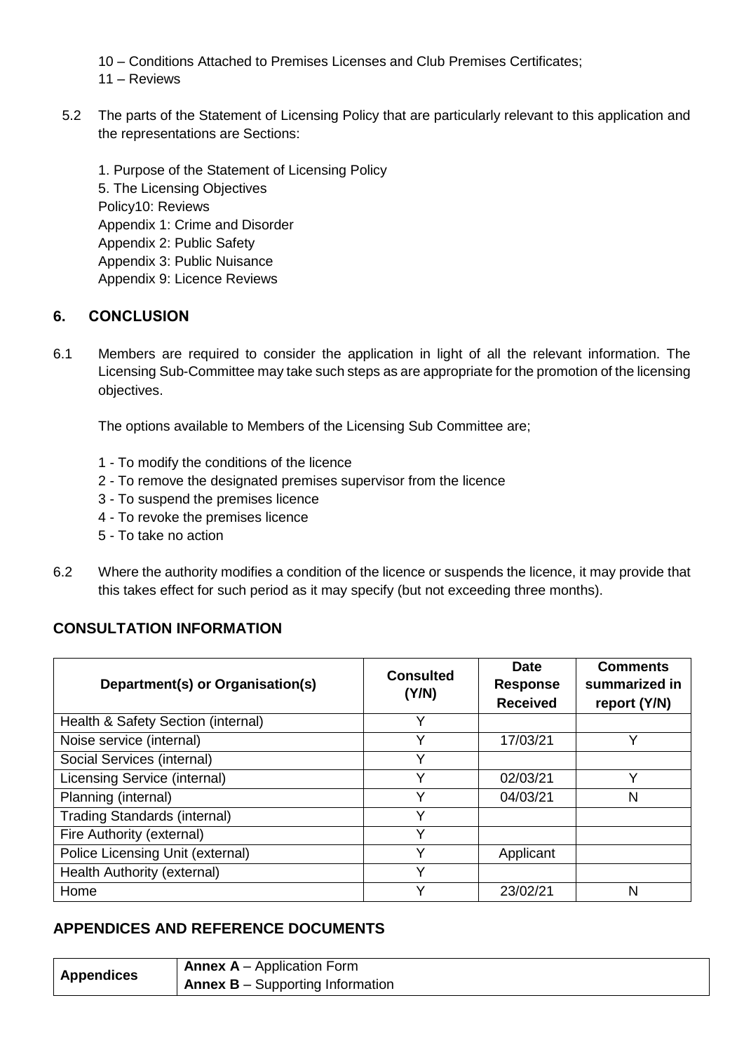10 – Conditions Attached to Premises Licenses and Club Premises Certificates;
11 – Reviews

5.2 The parts of the Statement of Licensing Policy that are particularly relevant to this application and the representations are Sections:

1. Purpose of the Statement of Licensing Policy
5. The Licensing Objectives
Policy10: Reviews
Appendix 1: Crime and Disorder
Appendix 2: Public Safety
Appendix 3: Public Nuisance
Appendix 9: Licence Reviews

## 6. CONCLUSION

6.1 Members are required to consider the application in light of all the relevant information. The Licensing Sub-Committee may take such steps as are appropriate for the promotion of the licensing objectives.

The options available to Members of the Licensing Sub Committee are;

1 - To modify the conditions of the licence
2 - To remove the designated premises supervisor from the licence
3 - To suspend the premises licence
4 - To revoke the premises licence
5 - To take no action

6.2 Where the authority modifies a condition of the licence or suspends the licence, it may provide that this takes effect for such period as it may specify (but not exceeding three months).

## CONSULTATION INFORMATION

| Department(s) or Organisation(s) | Consulted (Y/N) | Date Response Received | Comments summarized in report (Y/N) |
|---|---|---|---|
| Health & Safety Section (internal) | Y | | |
| Noise service (internal) | Y | 17/03/21 | Y |
| Social Services (internal) | Y | | |
| Licensing Service (internal) | Y | 02/03/21 | Y |
| Planning (internal) | Y | 04/03/21 | N |
| Trading Standards (internal) | Y | | |
| Fire Authority (external) | Y | | |
| Police Licensing Unit (external) | Y | Applicant | |
| Health Authority (external) | Y | | |
| Home | Y | 23/02/21 | N |

## APPENDICES AND REFERENCE DOCUMENTS

| | |
|---|---|
| **Appendices** | **Annex A** – Application Form<br>**Annex B** – Supporting Information |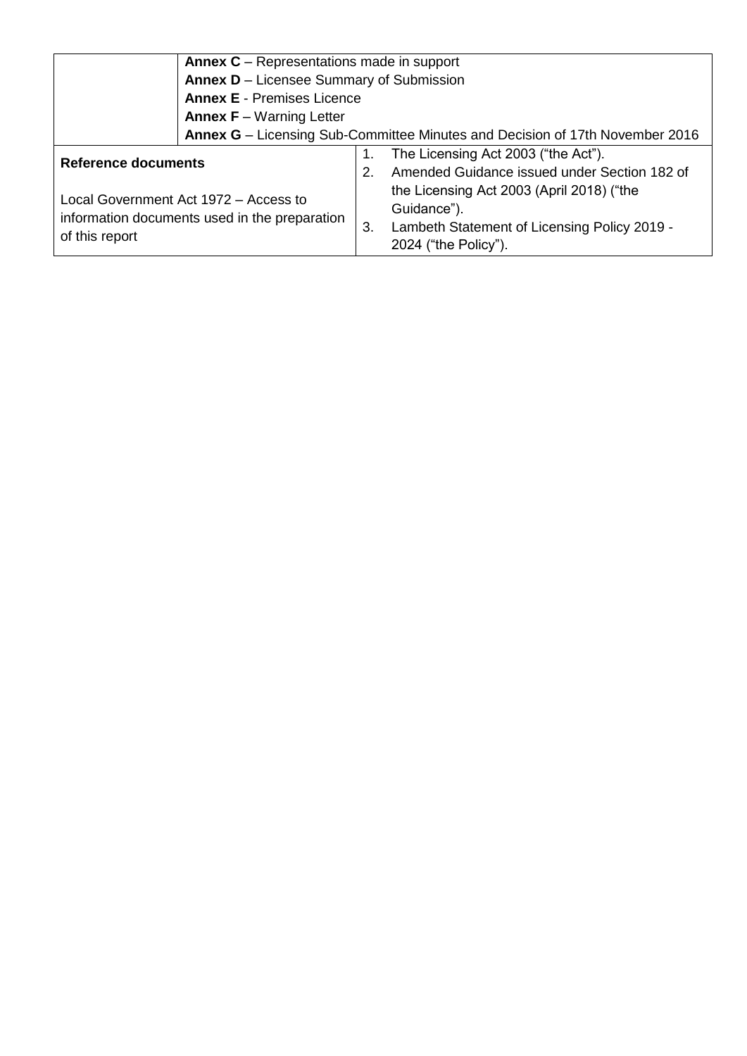| | | |
|---|---|---|
| | **Annex C** – Representations made in support<br>**Annex D** – Licensee Summary of Submission<br>**Annex E** - Premises Licence<br>**Annex F** – Warning Letter<br>**Annex G** – Licensing Sub-Committee Minutes and Decision of 17th November 2016 | |
| **Reference documents**<br><br>Local Government Act 1972 – Access to information documents used in the preparation of this report | | 1. The Licensing Act 2003 ("the Act").<br>2. Amended Guidance issued under Section 182 of the Licensing Act 2003 (April 2018) ("the Guidance").<br>3. Lambeth Statement of Licensing Policy 2019 - 2024 ("the Policy"). |